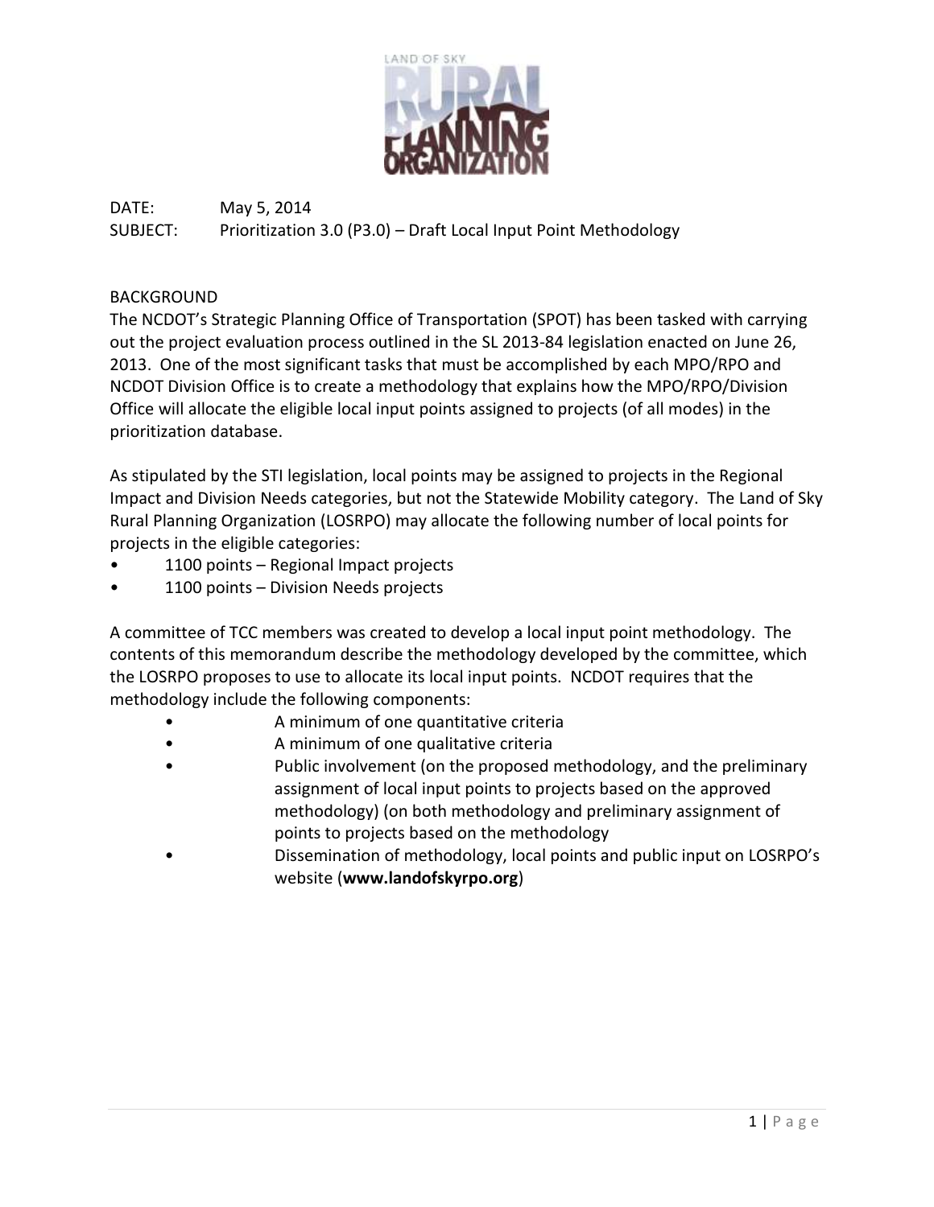DATE: May 5, 2014

SUBJECT: Prioritization 3.0 (P3.0) – Draft Local Input Point Methodology

## BACKGROUND

The NCDOT's Strategic Planning Office of Transportation (SPOT) has been tasked with carrying out the project evaluation process outlined in the SL 2013-84 legislation enacted on June 26, 2013. One of the most significant tasks that must be accomplished by each MPO/RPO and NCDOT Division Office is to create a methodology that explains how the MPO/RPO/Division Office will allocate the eligible local input points assigned to projects (of all modes) in the prioritization database.

As stipulated by the STI legislation, local points may be assigned to projects in the Regional Impact and Division Needs categories, but not the Statewide Mobility category. The Land of Sky Rural Planning Organization (LOSRPO) may allocate the following number of local points for projects in the eligible categories:

- 1100 points – Regional Impact projects
- 1100 points – Division Needs projects

A committee of TCC members was created to develop a local input point methodology. The contents of this memorandum describe the methodology developed by the committee, which the LOSRPO proposes to use to allocate its local input points. NCDOT requires that the methodology include the following components:

- A minimum of one quantitative criteria
- A minimum of one qualitative criteria
- Public involvement (on the proposed methodology, and the preliminary assignment of local input points to projects based on the approved methodology) (on both methodology and preliminary assignment of points to projects based on the methodology
- Dissemination of methodology, local points and public input on LOSRPO's website (**www.landofskyrpo.org**)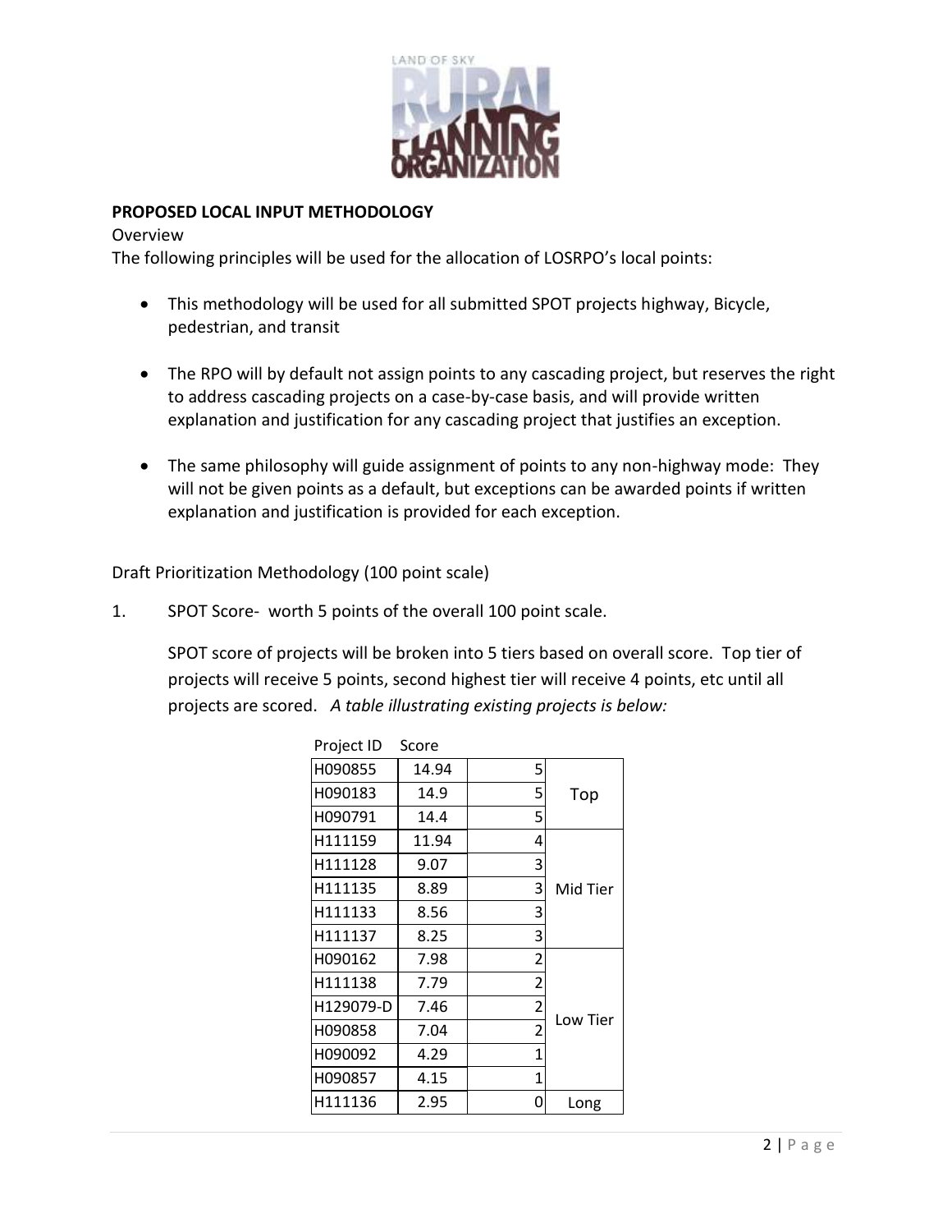**PROPOSED LOCAL INPUT METHODOLOGY**

Overview

The following principles will be used for the allocation of LOSRPO's local points:

- This methodology will be used for all submitted SPOT projects highway, Bicycle, pedestrian, and transit
- The RPO will by default not assign points to any cascading project, but reserves the right to address cascading projects on a case-by-case basis, and will provide written explanation and justification for any cascading project that justifies an exception.
- The same philosophy will guide assignment of points to any non-highway mode: They will not be given points as a default, but exceptions can be awarded points if written explanation and justification is provided for each exception.

Draft Prioritization Methodology (100 point scale)

1. SPOT Score- worth 5 points of the overall 100 point scale.

   SPOT score of projects will be broken into 5 tiers based on overall score. Top tier of projects will receive 5 points, second highest tier will receive 4 points, etc until all projects are scored. *A table illustrating existing projects is below:*

| Project ID | Score | | |
|---|---|---|---|
| H090855 | 14.94 | 5 | Top |
| H090183 | 14.9 | 5 | |
| H090791 | 14.4 | 5 | |
| H111159 | 11.94 | 4 | Mid Tier |
| H111128 | 9.07 | 3 | |
| H111135 | 8.89 | 3 | |
| H111133 | 8.56 | 3 | |
| H111137 | 8.25 | 3 | |
| H090162 | 7.98 | 2 | Low Tier |
| H111138 | 7.79 | 2 | |
| H129079-D | 7.46 | 2 | |
| H090858 | 7.04 | 2 | |
| H090092 | 4.29 | 1 | |
| H090857 | 4.15 | 1 | |
| H111136 | 2.95 | 0 | Long |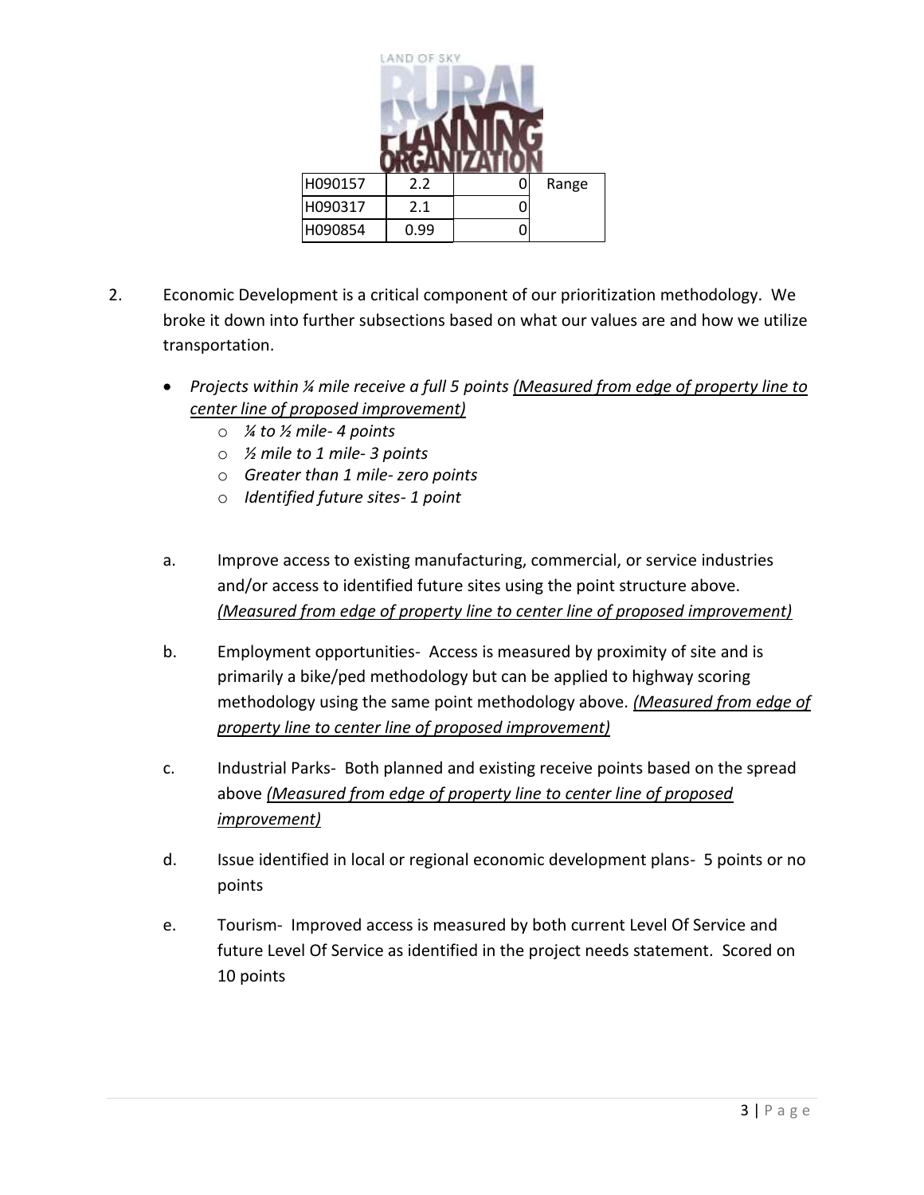| H090157 | 2.2 | 0 | Range |
| --- | --- | --- | --- |
| H090317 | 2.1 | 0 | |
| H090854 | 0.99 | 0 | |

2. Economic Development is a critical component of our prioritization methodology. We broke it down into further subsections based on what our values are and how we utilize transportation.

   - *Projects within ¼ mile receive a full 5 points <u>(Measured from edge of property line to center line of proposed improvement)</u>*
     - *¼ to ½ mile- 4 points*
     - *½ mile to 1 mile- 3 points*
     - *Greater than 1 mile- zero points*
     - *Identified future sites- 1 point*

   a. Improve access to existing manufacturing, commercial, or service industries and/or access to identified future sites using the point structure above. *<u>(Measured from edge of property line to center line of proposed improvement)</u>*

   b. Employment opportunities- Access is measured by proximity of site and is primarily a bike/ped methodology but can be applied to highway scoring methodology using the same point methodology above. *<u>(Measured from edge of property line to center line of proposed improvement)</u>*

   c. Industrial Parks- Both planned and existing receive points based on the spread above *<u>(Measured from edge of property line to center line of proposed improvement)</u>*

   d. Issue identified in local or regional economic development plans- 5 points or no points

   e. Tourism- Improved access is measured by both current Level Of Service and future Level Of Service as identified in the project needs statement. Scored on 10 points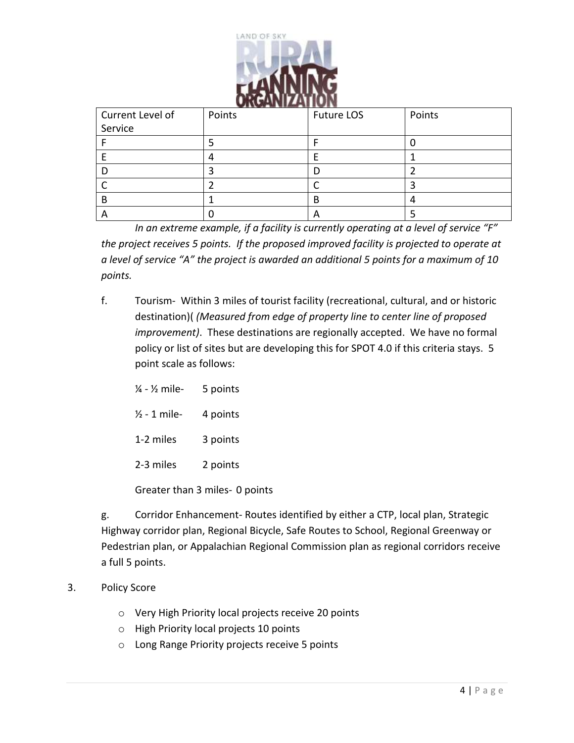| Current Level of Service | Points | Future LOS | Points |
|---|---|---|---|
| F | 5 | F | 0 |
| E | 4 | E | 1 |
| D | 3 | D | 2 |
| C | 2 | C | 3 |
| B | 1 | B | 4 |
| A | 0 | A | 5 |

*In an extreme example, if a facility is currently operating at a level of service "F" the project receives 5 points. If the proposed improved facility is projected to operate at a level of service "A" the project is awarded an additional 5 points for a maximum of 10 points.*

f. Tourism- Within 3 miles of tourist facility (recreational, cultural, and or historic destination)( *(Measured from edge of property line to center line of proposed improvement)*. These destinations are regionally accepted. We have no formal policy or list of sites but are developing this for SPOT 4.0 if this criteria stays. 5 point scale as follows:

¼ - ½ mile- 5 points

½ - 1 mile- 4 points

1-2 miles 3 points

2-3 miles 2 points

Greater than 3 miles- 0 points

g. Corridor Enhancement- Routes identified by either a CTP, local plan, Strategic Highway corridor plan, Regional Bicycle, Safe Routes to School, Regional Greenway or Pedestrian plan, or Appalachian Regional Commission plan as regional corridors receive a full 5 points.

3. Policy Score

- Very High Priority local projects receive 20 points
- High Priority local projects 10 points
- Long Range Priority projects receive 5 points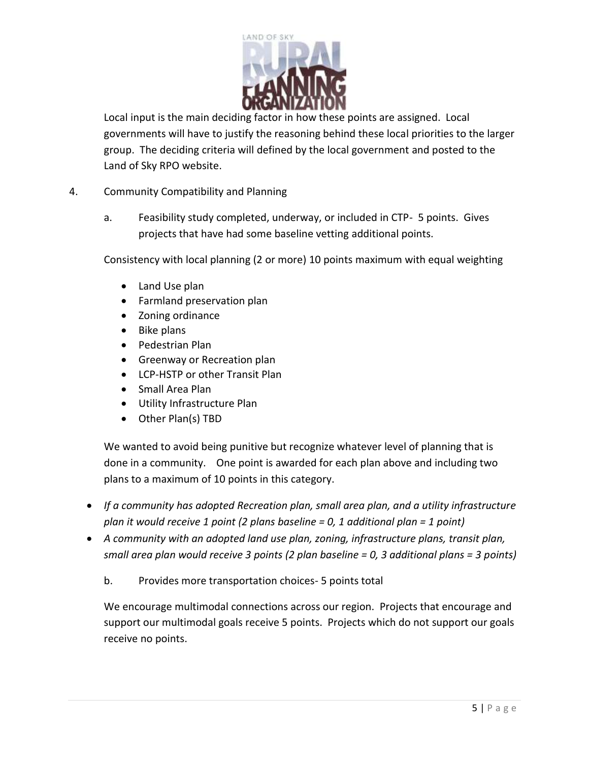Local input is the main deciding factor in how these points are assigned. Local governments will have to justify the reasoning behind these local priorities to the larger group. The deciding criteria will defined by the local government and posted to the Land of Sky RPO website.

4. Community Compatibility and Planning

   a. Feasibility study completed, underway, or included in CTP- 5 points. Gives projects that have had some baseline vetting additional points.

   Consistency with local planning (2 or more) 10 points maximum with equal weighting

   - Land Use plan
   - Farmland preservation plan
   - Zoning ordinance
   - Bike plans
   - Pedestrian Plan
   - Greenway or Recreation plan
   - LCP-HSTP or other Transit Plan
   - Small Area Plan
   - Utility Infrastructure Plan
   - Other Plan(s) TBD

   We wanted to avoid being punitive but recognize whatever level of planning that is done in a community. One point is awarded for each plan above and including two plans to a maximum of 10 points in this category.

- *If a community has adopted Recreation plan, small area plan, and a utility infrastructure plan it would receive 1 point (2 plans baseline = 0, 1 additional plan = 1 point)*
- *A community with an adopted land use plan, zoning, infrastructure plans, transit plan, small area plan would receive 3 points (2 plan baseline = 0, 3 additional plans = 3 points)*

   b. Provides more transportation choices- 5 points total

   We encourage multimodal connections across our region. Projects that encourage and support our multimodal goals receive 5 points. Projects which do not support our goals receive no points.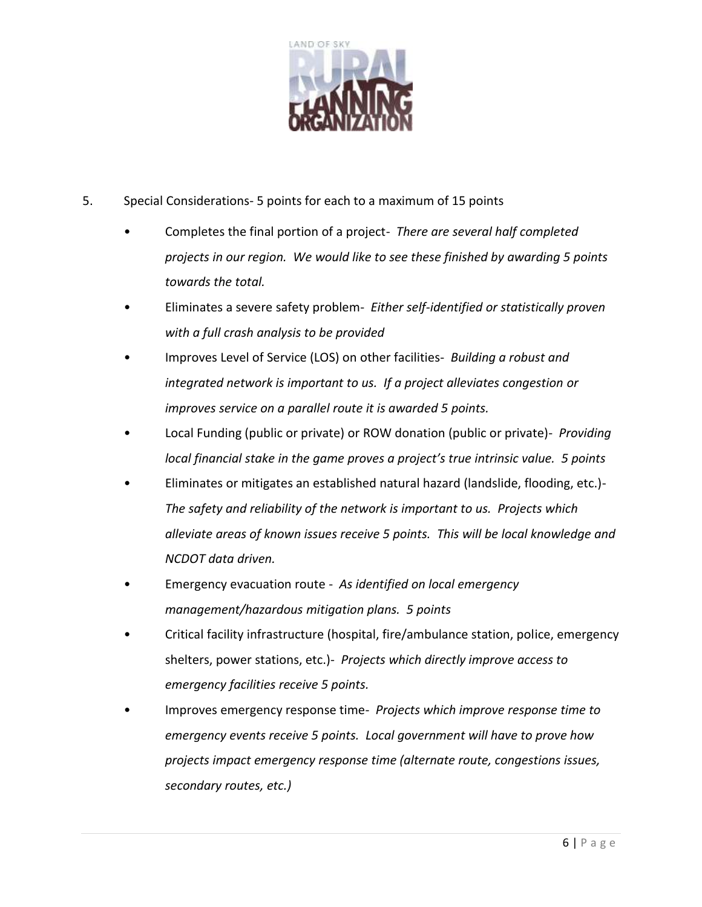5. Special Considerations- 5 points for each to a maximum of 15 points

- Completes the final portion of a project- *There are several half completed projects in our region. We would like to see these finished by awarding 5 points towards the total.*
- Eliminates a severe safety problem- *Either self-identified or statistically proven with a full crash analysis to be provided*
- Improves Level of Service (LOS) on other facilities- *Building a robust and integrated network is important to us. If a project alleviates congestion or improves service on a parallel route it is awarded 5 points.*
- Local Funding (public or private) or ROW donation (public or private)- *Providing local financial stake in the game proves a project's true intrinsic value. 5 points*
- Eliminates or mitigates an established natural hazard (landslide, flooding, etc.)- *The safety and reliability of the network is important to us. Projects which alleviate areas of known issues receive 5 points. This will be local knowledge and NCDOT data driven.*
- Emergency evacuation route - *As identified on local emergency management/hazardous mitigation plans. 5 points*
- Critical facility infrastructure (hospital, fire/ambulance station, police, emergency shelters, power stations, etc.)- *Projects which directly improve access to emergency facilities receive 5 points.*
- Improves emergency response time- *Projects which improve response time to emergency events receive 5 points. Local government will have to prove how projects impact emergency response time (alternate route, congestions issues, secondary routes, etc.)*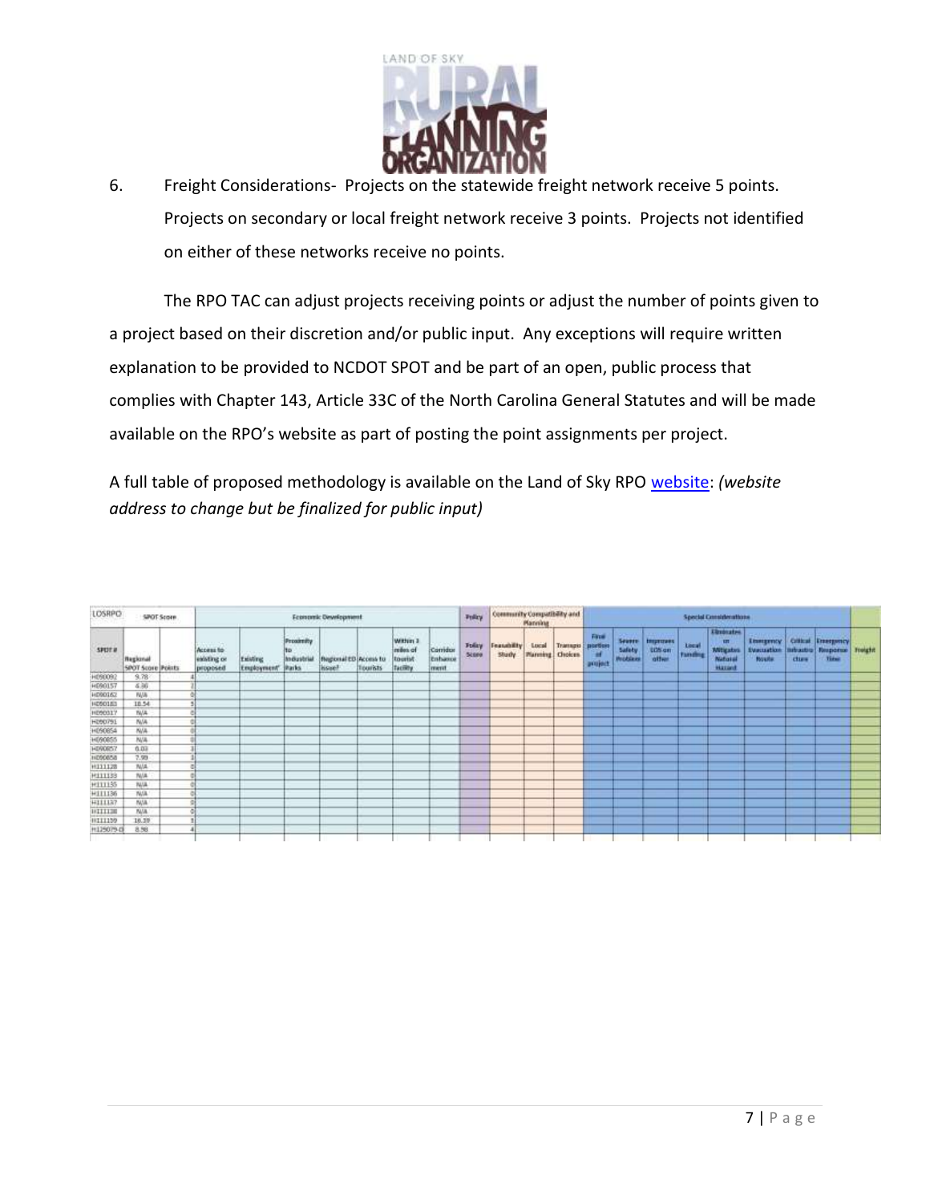6. Freight Considerations- Projects on the statewide freight network receive 5 points. Projects on secondary or local freight network receive 3 points. Projects not identified on either of these networks receive no points.

The RPO TAC can adjust projects receiving points or adjust the number of points given to a project based on their discretion and/or public input. Any exceptions will require written explanation to be provided to NCDOT SPOT and be part of an open, public process that complies with Chapter 143, Article 33C of the North Carolina General Statutes and will be made available on the RPO's website as part of posting the point assignments per project.

A full table of proposed methodology is available on the Land of Sky RPO website: *(website address to change but be finalized for public input)*

| LOSRPO | SPOT Score | | Economic Development | | | | | | | Policy | Community Compatibility and Planning | | | Special Considerations | | | | | | | | | |
|---|---|---|---|---|---|---|---|---|---|---|---|---|---|---|---|---|---|---|---|---|---|---|---|
| SPOT # | Regional SPOT Score | Points | Access to existing or proposed | Existing Employment | Proximity to Industrial Parks | Regional ED issue? | Access to Tourists | Within 3 miles of tourist facility | Corridor Enhancement | Policy Score | Feasibility Study | Local Planning | Transportation Choices | Final portion of project | Severe Safety Problem | Improves LOS on other | Local Funding | Eliminates or Mitigates Natural Hazard | Emergency Evacuation Route | Critical Infrastructure | Emergency Response Time | Freight |
| H090092 | 9.78 | 4 | | | | | | | | | | | | | | | | | | | | |
| H090157 | 4.86 | 2 | | | | | | | | | | | | | | | | | | | | |
| H090162 | N/A | 0 | | | | | | | | | | | | | | | | | | | | |
| H090183 | 18.54 | 5 | | | | | | | | | | | | | | | | | | | | |
| H090317 | N/A | 0 | | | | | | | | | | | | | | | | | | | | |
| H090791 | N/A | 0 | | | | | | | | | | | | | | | | | | | | |
| H090854 | N/A | 0 | | | | | | | | | | | | | | | | | | | | |
| H090855 | N/A | 0 | | | | | | | | | | | | | | | | | | | | |
| H090857 | 6.03 | 3 | | | | | | | | | | | | | | | | | | | | |
| H090858 | 7.99 | 3 | | | | | | | | | | | | | | | | | | | | |
| H111128 | N/A | 0 | | | | | | | | | | | | | | | | | | | | |
| H111133 | N/A | 0 | | | | | | | | | | | | | | | | | | | | |
| H111135 | N/A | 0 | | | | | | | | | | | | | | | | | | | | |
| H111136 | N/A | 0 | | | | | | | | | | | | | | | | | | | | |
| H111137 | N/A | 0 | | | | | | | | | | | | | | | | | | | | |
| H111138 | N/A | 0 | | | | | | | | | | | | | | | | | | | | |
| H111139 | 16.39 | 5 | | | | | | | | | | | | | | | | | | | | |
| H129079-D | 8.98 | 4 | | | | | | | | | | | | | | | | | | | | |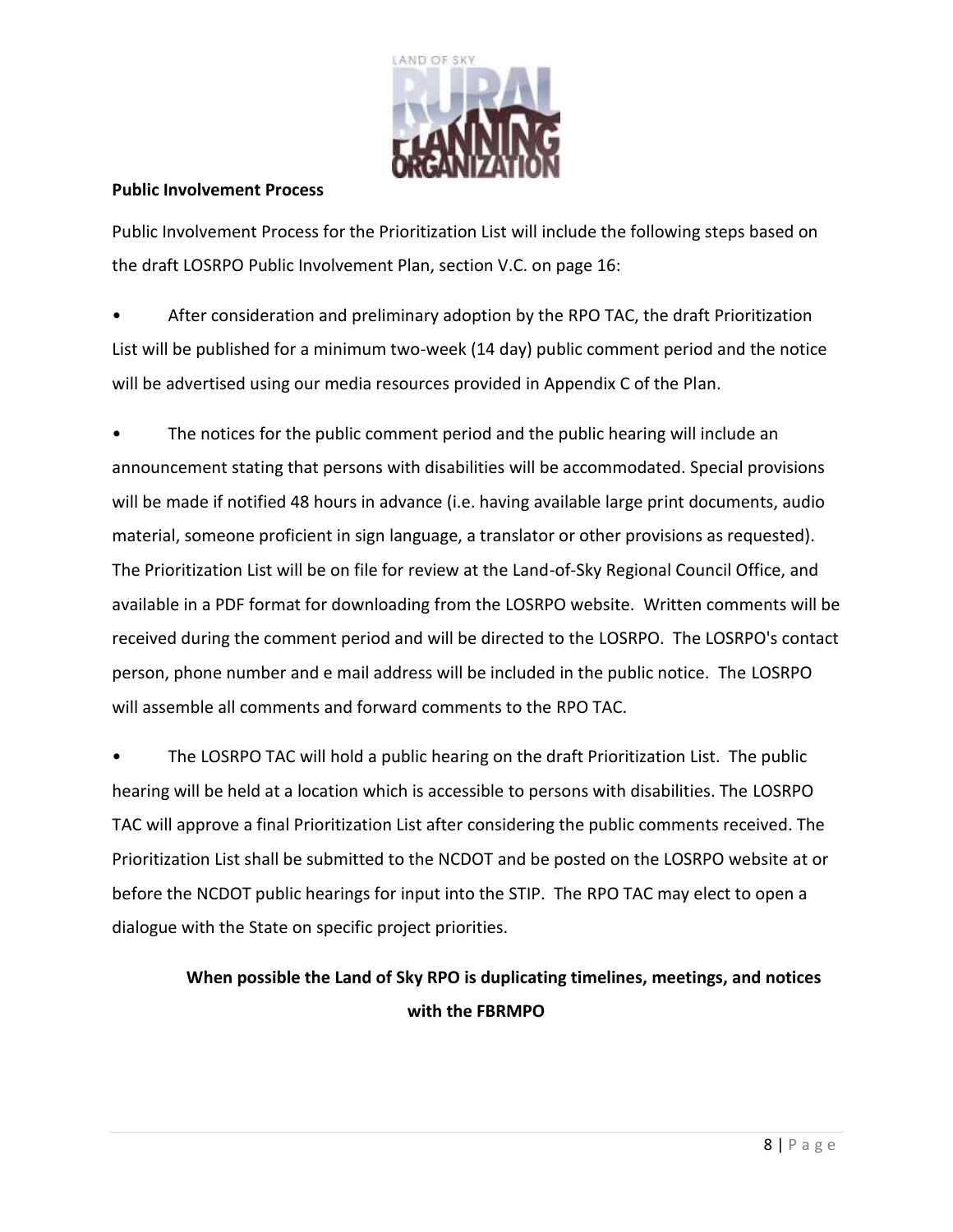**Public Involvement Process**

Public Involvement Process for the Prioritization List will include the following steps based on the draft LOSRPO Public Involvement Plan, section V.C. on page 16:

- After consideration and preliminary adoption by the RPO TAC, the draft Prioritization List will be published for a minimum two-week (14 day) public comment period and the notice will be advertised using our media resources provided in Appendix C of the Plan.

- The notices for the public comment period and the public hearing will include an announcement stating that persons with disabilities will be accommodated. Special provisions will be made if notified 48 hours in advance (i.e. having available large print documents, audio material, someone proficient in sign language, a translator or other provisions as requested). The Prioritization List will be on file for review at the Land-of-Sky Regional Council Office, and available in a PDF format for downloading from the LOSRPO website. Written comments will be received during the comment period and will be directed to the LOSRPO. The LOSRPO's contact person, phone number and e mail address will be included in the public notice. The LOSRPO will assemble all comments and forward comments to the RPO TAC.

- The LOSRPO TAC will hold a public hearing on the draft Prioritization List. The public hearing will be held at a location which is accessible to persons with disabilities. The LOSRPO TAC will approve a final Prioritization List after considering the public comments received. The Prioritization List shall be submitted to the NCDOT and be posted on the LOSRPO website at or before the NCDOT public hearings for input into the STIP. The RPO TAC may elect to open a dialogue with the State on specific project priorities.

**When possible the Land of Sky RPO is duplicating timelines, meetings, and notices with the FBRMPO**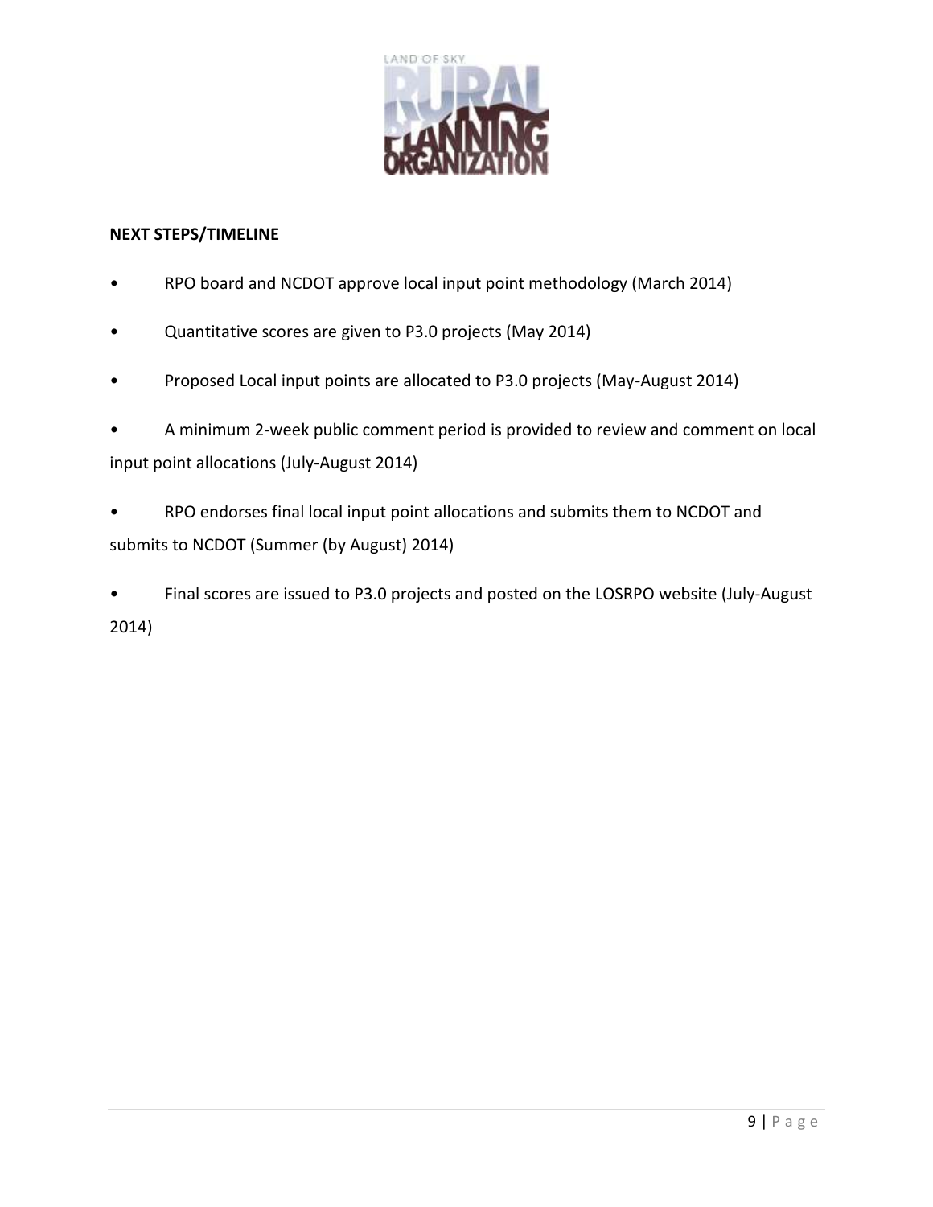**NEXT STEPS/TIMELINE**

- RPO board and NCDOT approve local input point methodology (March 2014)
- Quantitative scores are given to P3.0 projects (May 2014)
- Proposed Local input points are allocated to P3.0 projects (May-August 2014)
- A minimum 2-week public comment period is provided to review and comment on local input point allocations (July-August 2014)
- RPO endorses final local input point allocations and submits them to NCDOT and submits to NCDOT (Summer (by August) 2014)
- Final scores are issued to P3.0 projects and posted on the LOSRPO website (July-August 2014)